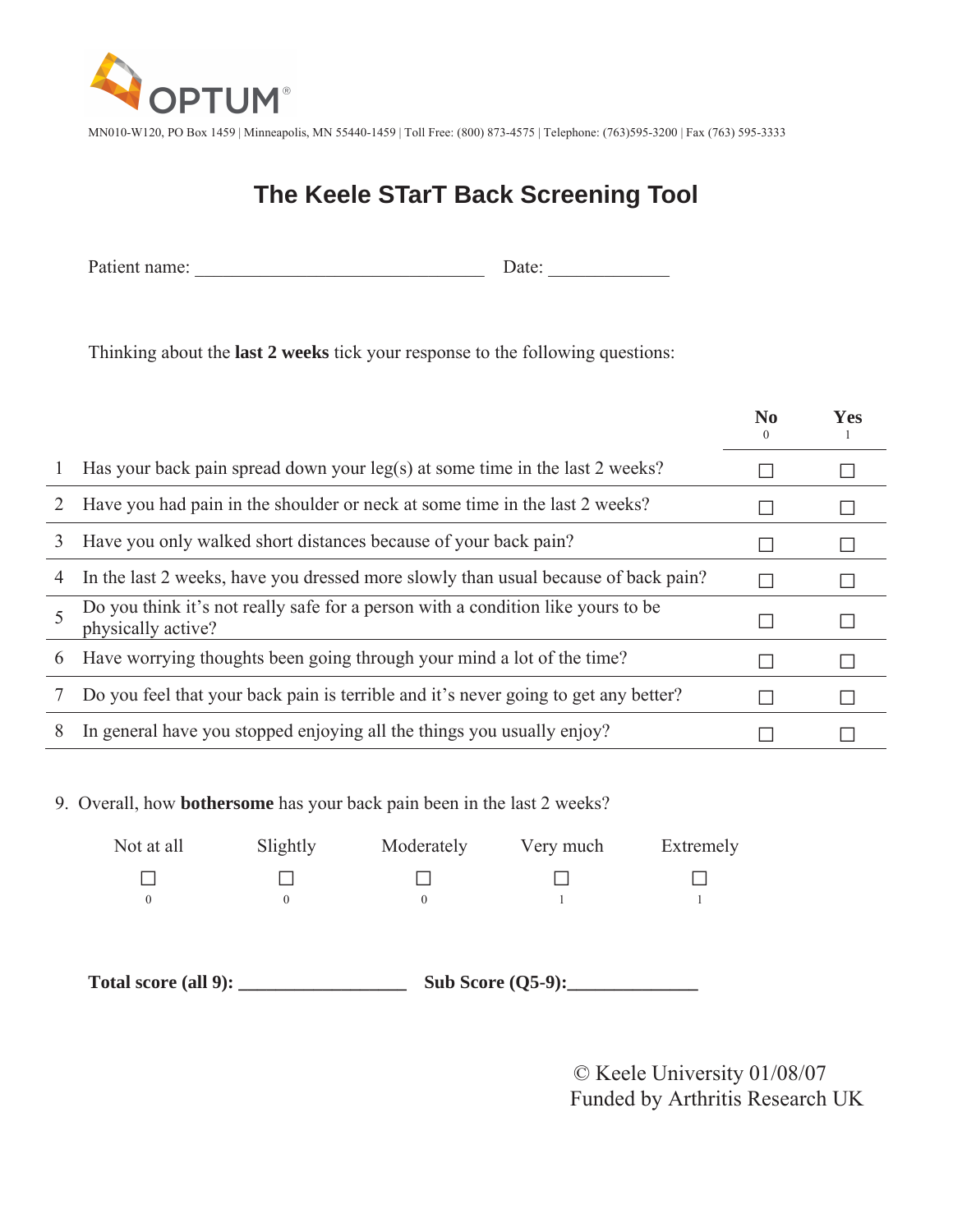OPTUM®

MN010-W120, PO Box 1459 | Minneapolis, MN 55440-1459 | Toll Free: (800) 873-4575 | Telephone: (763)595-3200 | Fax (763) 595-3333

# The Keele STarT Back Screening Tool

Patient name: ______________________________ Date: ____________

Thinking about the **last 2 weeks** tick your response to the following questions:

| | | **No** 0 | **Yes** 1 |
|---|---|---|---|
| 1 | Has your back pain spread down your leg(s) at some time in the last 2 weeks? | ☐ | ☐ |
| 2 | Have you had pain in the shoulder or neck at some time in the last 2 weeks? | ☐ | ☐ |
| 3 | Have you only walked short distances because of your back pain? | ☐ | ☐ |
| 4 | In the last 2 weeks, have you dressed more slowly than usual because of back pain? | ☐ | ☐ |
| 5 | Do you think it's not really safe for a person with a condition like yours to be physically active? | ☐ | ☐ |
| 6 | Have worrying thoughts been going through your mind a lot of the time? | ☐ | ☐ |
| 7 | Do you feel that your back pain is terrible and it's never going to get any better? | ☐ | ☐ |
| 8 | In general have you stopped enjoying all the things you usually enjoy? | ☐ | ☐ |

9. Overall, how **bothersome** has your back pain been in the last 2 weeks?

| Not at all | Slightly | Moderately | Very much | Extremely |
|---|---|---|---|---|
| ☐ | ☐ | ☐ | ☐ | ☐ |
| 0 | 0 | 0 | 1 | 1 |

**Total score (all 9): ________________** **Sub Score (Q5-9):____________**

© Keele University 01/08/07
Funded by Arthritis Research UK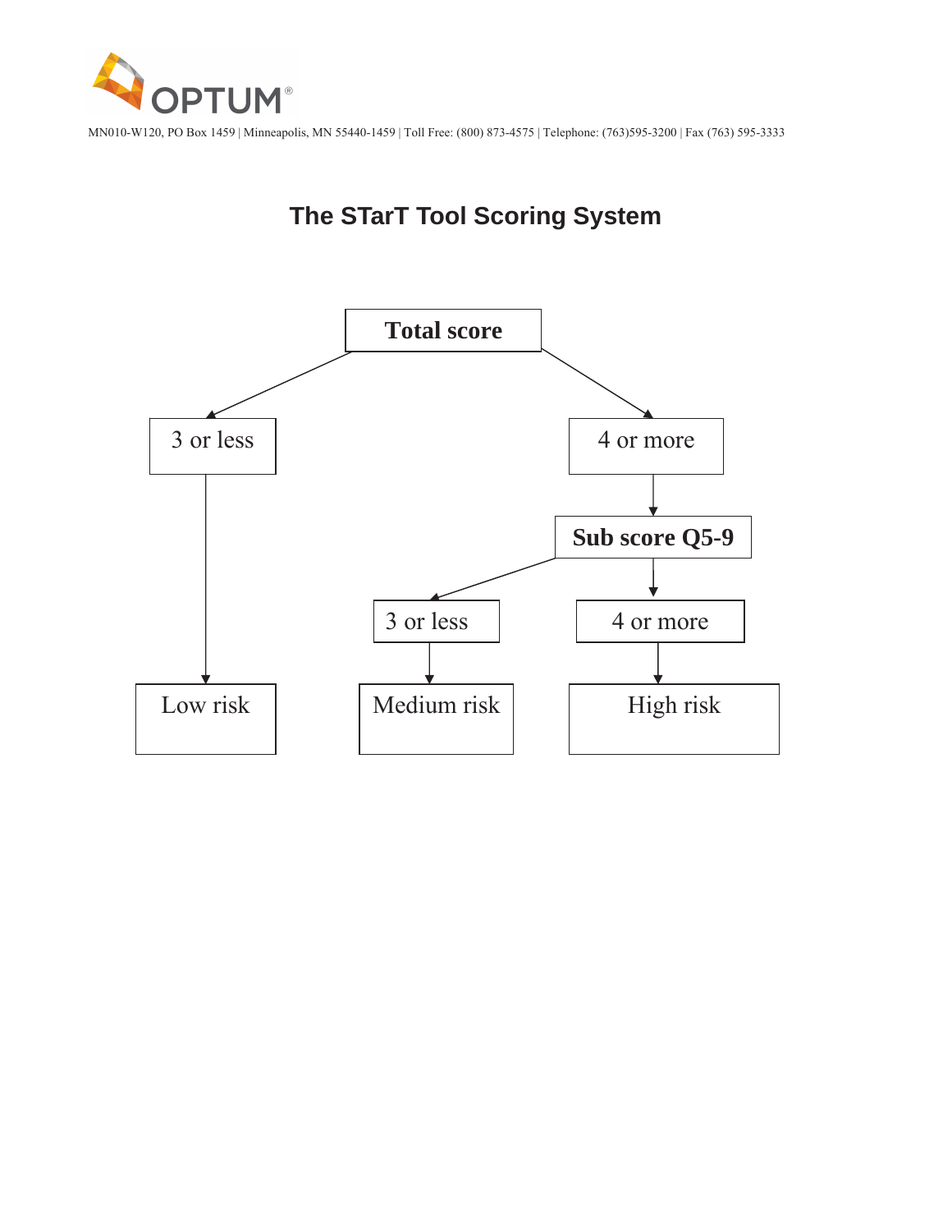OPTUM®

MN010-W120, PO Box 1459 | Minneapolis, MN 55440-1459 | Toll Free: (800) 873-4575 | Telephone: (763)595-3200 | Fax (763) 595-3333

# The STarT Tool Scoring System

**Total score**

3 or less

4 or more

**Sub score Q5-9**

3 or less

4 or more

Low risk

Medium risk

High risk